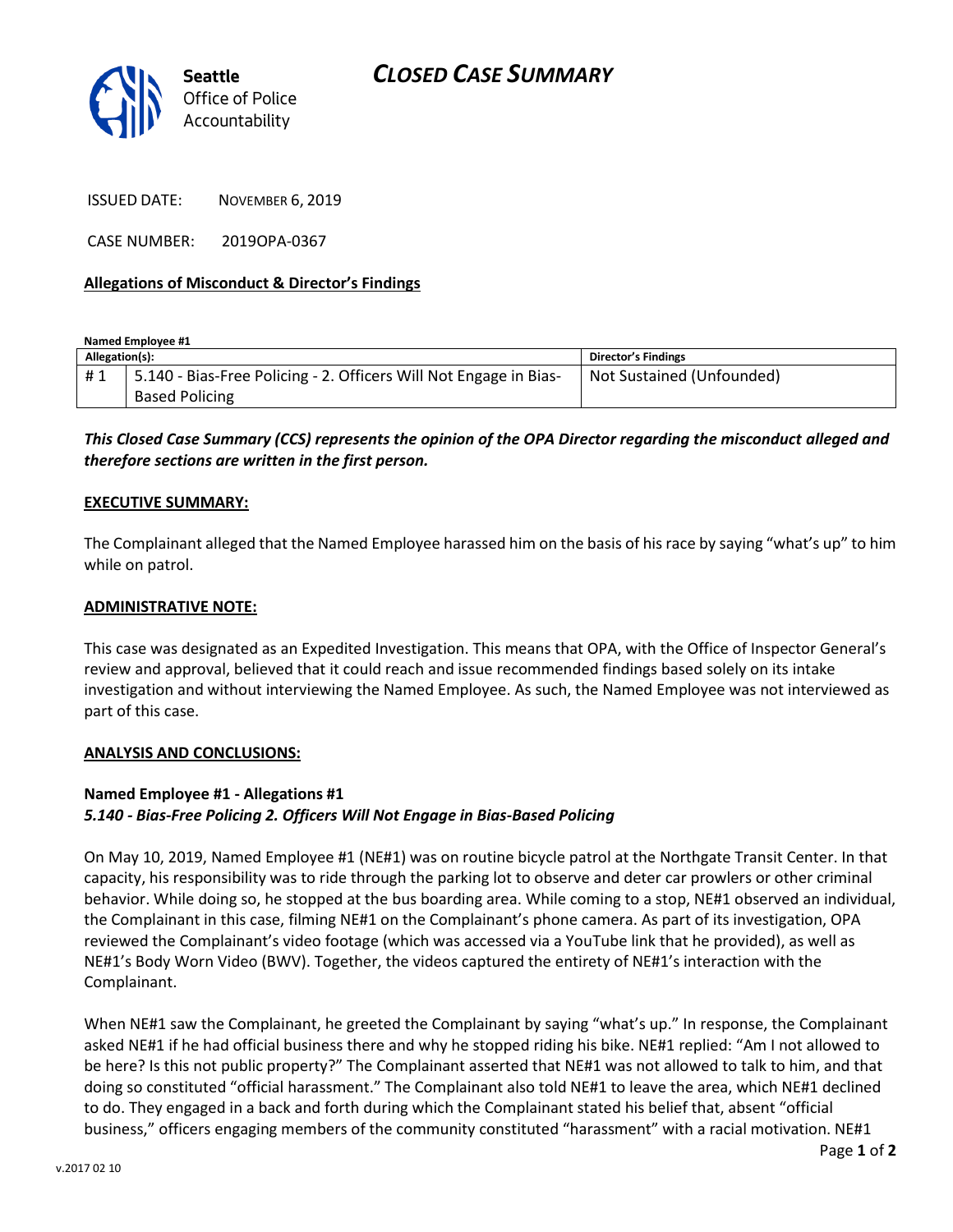**Seattle** Office of Police Accountability

# *CLOSED CASE SUMMARY*

ISSUED DATE: NOVEMBER 6, 2019

CASE NUMBER: 2019OPA-0367

**Allegations of Misconduct & Director's Findings**

**Named Employee #1**

| Allegation(s): | | Director's Findings |
|---|---|---|
| # 1 | 5.140 - Bias-Free Policing - 2. Officers Will Not Engage in Bias-Based Policing | Not Sustained (Unfounded) |

***This Closed Case Summary (CCS) represents the opinion of the OPA Director regarding the misconduct alleged and therefore sections are written in the first person.***

**EXECUTIVE SUMMARY:**

The Complainant alleged that the Named Employee harassed him on the basis of his race by saying "what's up" to him while on patrol.

**ADMINISTRATIVE NOTE:**

This case was designated as an Expedited Investigation. This means that OPA, with the Office of Inspector General's review and approval, believed that it could reach and issue recommended findings based solely on its intake investigation and without interviewing the Named Employee. As such, the Named Employee was not interviewed as part of this case.

**ANALYSIS AND CONCLUSIONS:**

**Named Employee #1 - Allegations #1**
***5.140 - Bias-Free Policing 2. Officers Will Not Engage in Bias-Based Policing***

On May 10, 2019, Named Employee #1 (NE#1) was on routine bicycle patrol at the Northgate Transit Center. In that capacity, his responsibility was to ride through the parking lot to observe and deter car prowlers or other criminal behavior. While doing so, he stopped at the bus boarding area. While coming to a stop, NE#1 observed an individual, the Complainant in this case, filming NE#1 on the Complainant's phone camera. As part of its investigation, OPA reviewed the Complainant's video footage (which was accessed via a YouTube link that he provided), as well as NE#1's Body Worn Video (BWV). Together, the videos captured the entirety of NE#1's interaction with the Complainant.

When NE#1 saw the Complainant, he greeted the Complainant by saying "what's up." In response, the Complainant asked NE#1 if he had official business there and why he stopped riding his bike. NE#1 replied: "Am I not allowed to be here? Is this not public property?" The Complainant asserted that NE#1 was not allowed to talk to him, and that doing so constituted "official harassment." The Complainant also told NE#1 to leave the area, which NE#1 declined to do. They engaged in a back and forth during which the Complainant stated his belief that, absent "official business," officers engaging members of the community constituted "harassment" with a racial motivation. NE#1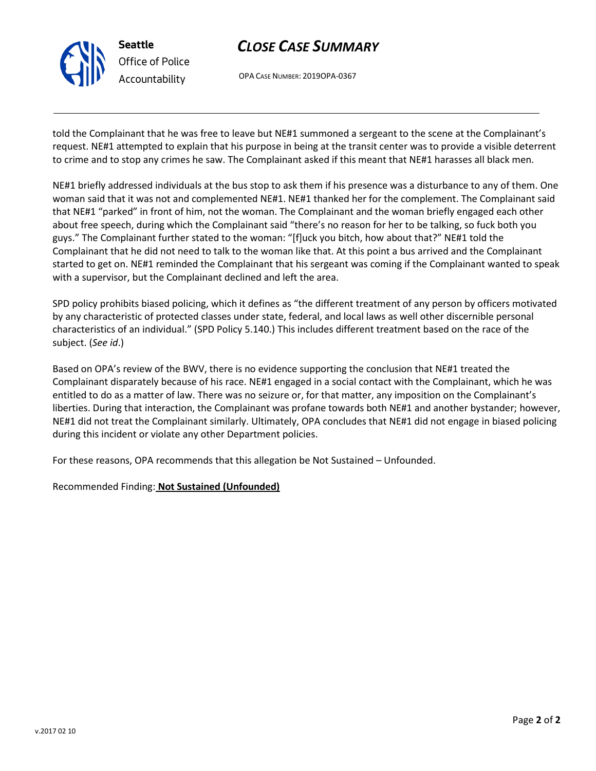told the Complainant that he was free to leave but NE#1 summoned a sergeant to the scene at the Complainant's request. NE#1 attempted to explain that his purpose in being at the transit center was to provide a visible deterrent to crime and to stop any crimes he saw. The Complainant asked if this meant that NE#1 harasses all black men.

NE#1 briefly addressed individuals at the bus stop to ask them if his presence was a disturbance to any of them. One woman said that it was not and complemented NE#1. NE#1 thanked her for the complement. The Complainant said that NE#1 "parked" in front of him, not the woman. The Complainant and the woman briefly engaged each other about free speech, during which the Complainant said "there's no reason for her to be talking, so fuck both you guys." The Complainant further stated to the woman: "[f]uck you bitch, how about that?" NE#1 told the Complainant that he did not need to talk to the woman like that. At this point a bus arrived and the Complainant started to get on. NE#1 reminded the Complainant that his sergeant was coming if the Complainant wanted to speak with a supervisor, but the Complainant declined and left the area.

SPD policy prohibits biased policing, which it defines as "the different treatment of any person by officers motivated by any characteristic of protected classes under state, federal, and local laws as well other discernible personal characteristics of an individual." (SPD Policy 5.140.) This includes different treatment based on the race of the subject. (*See id*.)

Based on OPA's review of the BWV, there is no evidence supporting the conclusion that NE#1 treated the Complainant disparately because of his race. NE#1 engaged in a social contact with the Complainant, which he was entitled to do as a matter of law. There was no seizure or, for that matter, any imposition on the Complainant's liberties. During that interaction, the Complainant was profane towards both NE#1 and another bystander; however, NE#1 did not treat the Complainant similarly. Ultimately, OPA concludes that NE#1 did not engage in biased policing during this incident or violate any other Department policies.

For these reasons, OPA recommends that this allegation be Not Sustained – Unfounded.

Recommended Finding: **Not Sustained (Unfounded)**